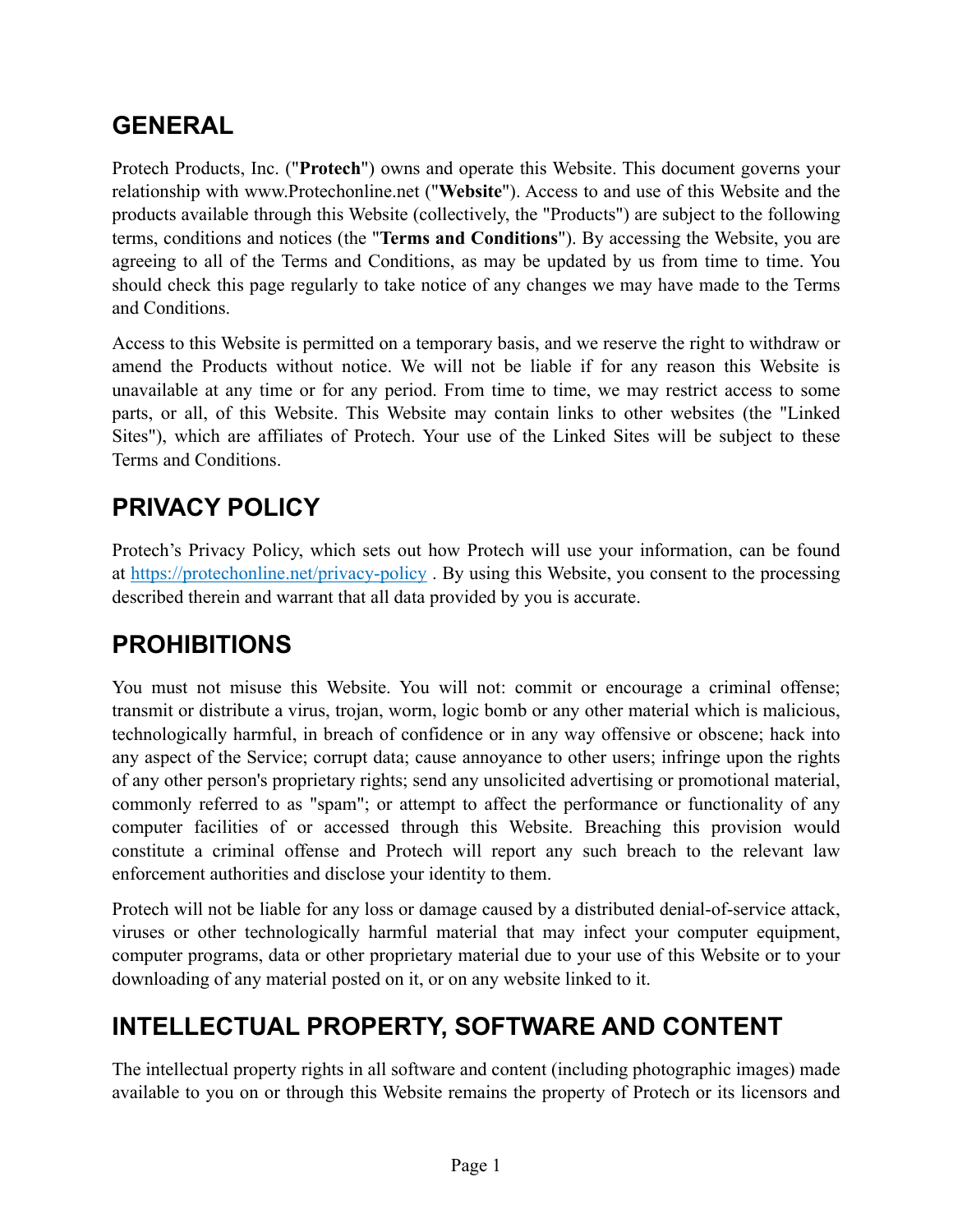## GENERAL

Protech Products, Inc. ("**Protech**") owns and operate this Website. This document governs your relationship with www.Protechonline.net ("**Website**"). Access to and use of this Website and the products available through this Website (collectively, the "Products") are subject to the following terms, conditions and notices (the "**Terms and Conditions**"). By accessing the Website, you are agreeing to all of the Terms and Conditions, as may be updated by us from time to time. You should check this page regularly to take notice of any changes we may have made to the Terms and Conditions.

Access to this Website is permitted on a temporary basis, and we reserve the right to withdraw or amend the Products without notice. We will not be liable if for any reason this Website is unavailable at any time or for any period. From time to time, we may restrict access to some parts, or all, of this Website. This Website may contain links to other websites (the "Linked Sites"), which are affiliates of Protech. Your use of the Linked Sites will be subject to these Terms and Conditions.

## PRIVACY POLICY

Protech's Privacy Policy, which sets out how Protech will use your information, can be found at [https://protechonline.net/privacy-policy](https://protechonline.net/privacy-policy) . By using this Website, you consent to the processing described therein and warrant that all data provided by you is accurate.

## PROHIBITIONS

You must not misuse this Website. You will not: commit or encourage a criminal offense; transmit or distribute a virus, trojan, worm, logic bomb or any other material which is malicious, technologically harmful, in breach of confidence or in any way offensive or obscene; hack into any aspect of the Service; corrupt data; cause annoyance to other users; infringe upon the rights of any other person's proprietary rights; send any unsolicited advertising or promotional material, commonly referred to as "spam"; or attempt to affect the performance or functionality of any computer facilities of or accessed through this Website. Breaching this provision would constitute a criminal offense and Protech will report any such breach to the relevant law enforcement authorities and disclose your identity to them.

Protech will not be liable for any loss or damage caused by a distributed denial-of-service attack, viruses or other technologically harmful material that may infect your computer equipment, computer programs, data or other proprietary material due to your use of this Website or to your downloading of any material posted on it, or on any website linked to it.

## INTELLECTUAL PROPERTY, SOFTWARE AND CONTENT

The intellectual property rights in all software and content (including photographic images) made available to you on or through this Website remains the property of Protech or its licensors and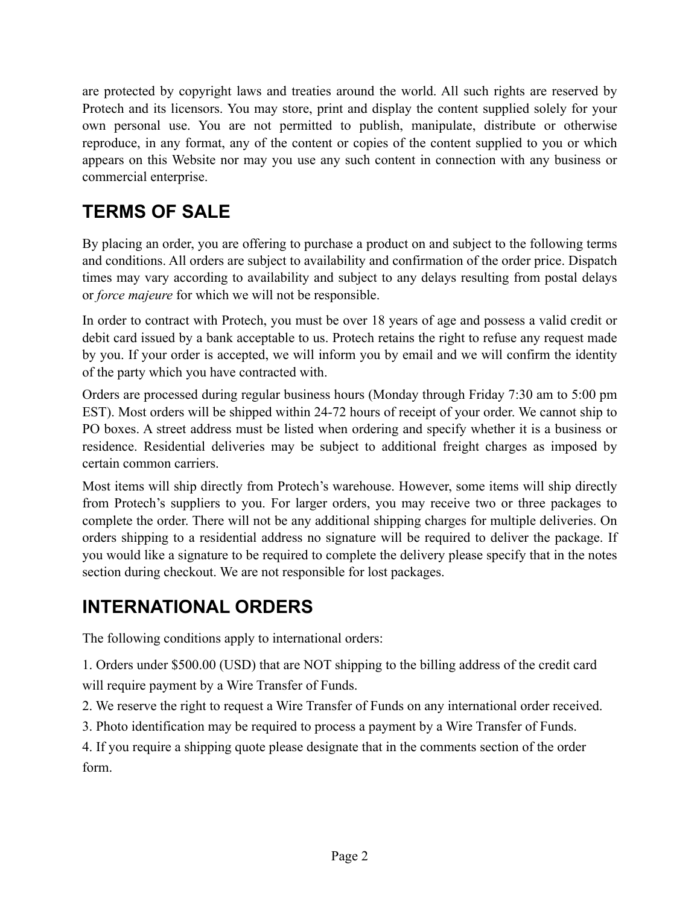are protected by copyright laws and treaties around the world. All such rights are reserved by Protech and its licensors. You may store, print and display the content supplied solely for your own personal use. You are not permitted to publish, manipulate, distribute or otherwise reproduce, in any format, any of the content or copies of the content supplied to you or which appears on this Website nor may you use any such content in connection with any business or commercial enterprise.

## TERMS OF SALE

By placing an order, you are offering to purchase a product on and subject to the following terms and conditions. All orders are subject to availability and confirmation of the order price. Dispatch times may vary according to availability and subject to any delays resulting from postal delays or *force majeure* for which we will not be responsible.

In order to contract with Protech, you must be over 18 years of age and possess a valid credit or debit card issued by a bank acceptable to us. Protech retains the right to refuse any request made by you. If your order is accepted, we will inform you by email and we will confirm the identity of the party which you have contracted with.

Orders are processed during regular business hours (Monday through Friday 7:30 am to 5:00 pm EST). Most orders will be shipped within 24-72 hours of receipt of your order. We cannot ship to PO boxes. A street address must be listed when ordering and specify whether it is a business or residence. Residential deliveries may be subject to additional freight charges as imposed by certain common carriers.

Most items will ship directly from Protech's warehouse. However, some items will ship directly from Protech's suppliers to you. For larger orders, you may receive two or three packages to complete the order. There will not be any additional shipping charges for multiple deliveries. On orders shipping to a residential address no signature will be required to deliver the package. If you would like a signature to be required to complete the delivery please specify that in the notes section during checkout. We are not responsible for lost packages.

## INTERNATIONAL ORDERS

The following conditions apply to international orders:

1. Orders under $500.00 (USD) that are NOT shipping to the billing address of the credit card will require payment by a Wire Transfer of Funds.
2. We reserve the right to request a Wire Transfer of Funds on any international order received.
3. Photo identification may be required to process a payment by a Wire Transfer of Funds.
4. If you require a shipping quote please designate that in the comments section of the order form.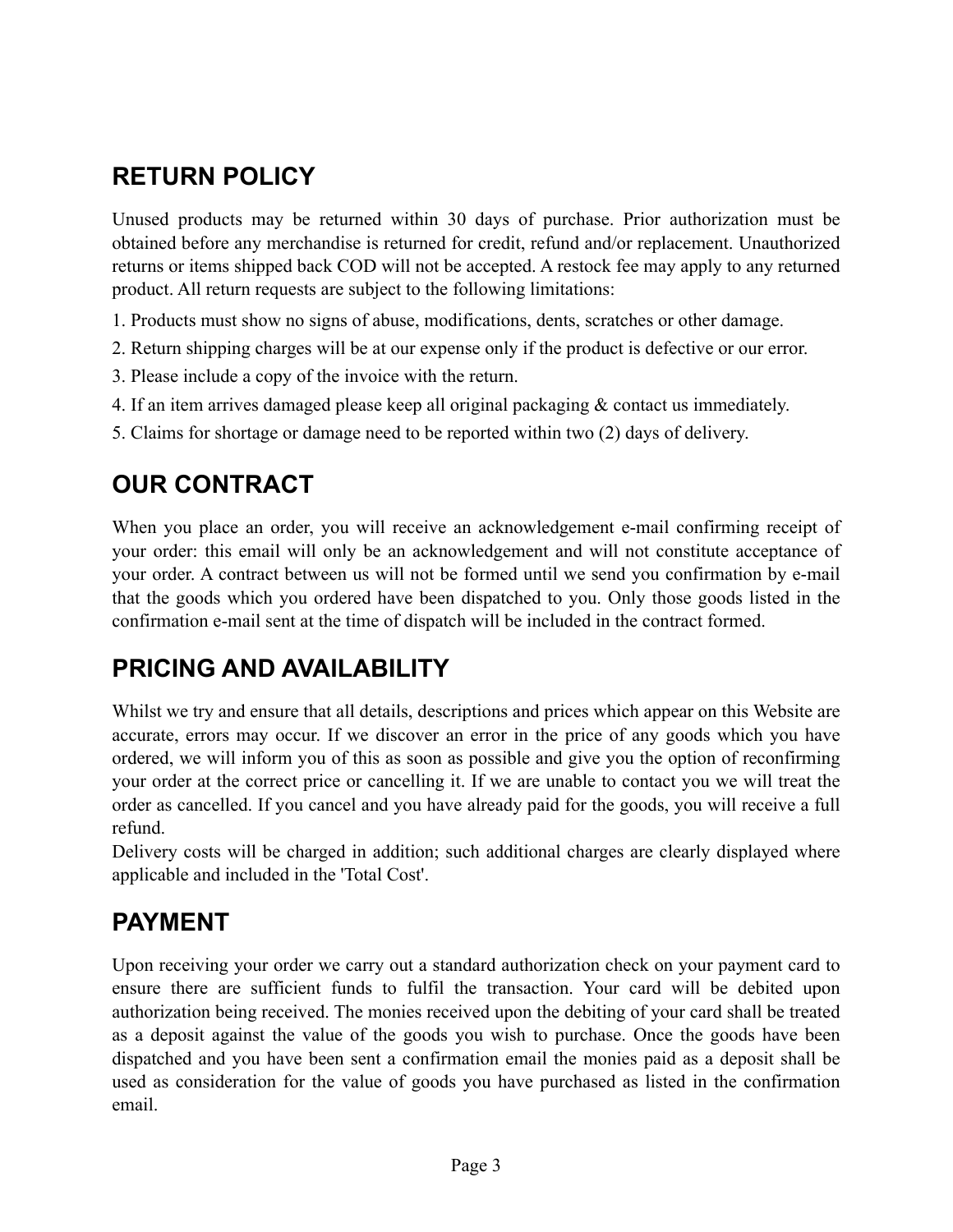## RETURN POLICY

Unused products may be returned within 30 days of purchase. Prior authorization must be obtained before any merchandise is returned for credit, refund and/or replacement. Unauthorized returns or items shipped back COD will not be accepted. A restock fee may apply to any returned product. All return requests are subject to the following limitations:

1. Products must show no signs of abuse, modifications, dents, scratches or other damage.
2. Return shipping charges will be at our expense only if the product is defective or our error.
3. Please include a copy of the invoice with the return.
4. If an item arrives damaged please keep all original packaging & contact us immediately.
5. Claims for shortage or damage need to be reported within two (2) days of delivery.

## OUR CONTRACT

When you place an order, you will receive an acknowledgement e-mail confirming receipt of your order: this email will only be an acknowledgement and will not constitute acceptance of your order. A contract between us will not be formed until we send you confirmation by e-mail that the goods which you ordered have been dispatched to you. Only those goods listed in the confirmation e-mail sent at the time of dispatch will be included in the contract formed.

## PRICING AND AVAILABILITY

Whilst we try and ensure that all details, descriptions and prices which appear on this Website are accurate, errors may occur. If we discover an error in the price of any goods which you have ordered, we will inform you of this as soon as possible and give you the option of reconfirming your order at the correct price or cancelling it. If we are unable to contact you we will treat the order as cancelled. If you cancel and you have already paid for the goods, you will receive a full refund.
Delivery costs will be charged in addition; such additional charges are clearly displayed where applicable and included in the 'Total Cost'.

## PAYMENT

Upon receiving your order we carry out a standard authorization check on your payment card to ensure there are sufficient funds to fulfil the transaction. Your card will be debited upon authorization being received. The monies received upon the debiting of your card shall be treated as a deposit against the value of the goods you wish to purchase. Once the goods have been dispatched and you have been sent a confirmation email the monies paid as a deposit shall be used as consideration for the value of goods you have purchased as listed in the confirmation email.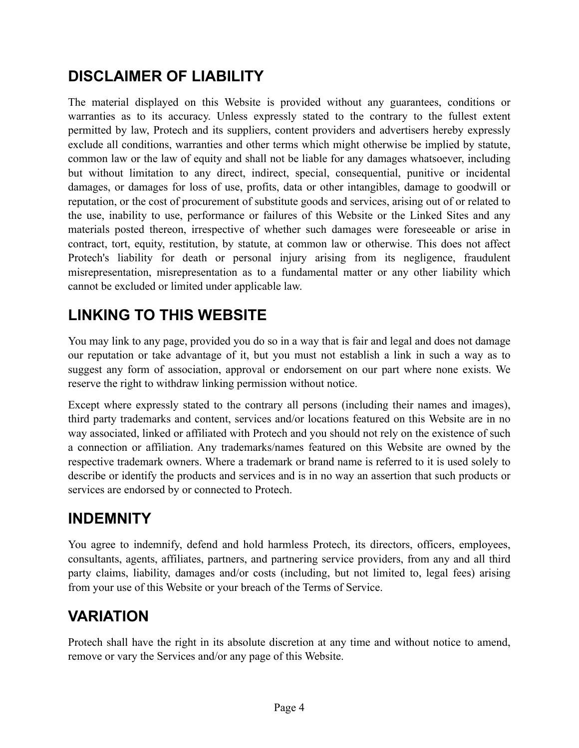## DISCLAIMER OF LIABILITY

The material displayed on this Website is provided without any guarantees, conditions or warranties as to its accuracy. Unless expressly stated to the contrary to the fullest extent permitted by law, Protech and its suppliers, content providers and advertisers hereby expressly exclude all conditions, warranties and other terms which might otherwise be implied by statute, common law or the law of equity and shall not be liable for any damages whatsoever, including but without limitation to any direct, indirect, special, consequential, punitive or incidental damages, or damages for loss of use, profits, data or other intangibles, damage to goodwill or reputation, or the cost of procurement of substitute goods and services, arising out of or related to the use, inability to use, performance or failures of this Website or the Linked Sites and any materials posted thereon, irrespective of whether such damages were foreseeable or arise in contract, tort, equity, restitution, by statute, at common law or otherwise. This does not affect Protech's liability for death or personal injury arising from its negligence, fraudulent misrepresentation, misrepresentation as to a fundamental matter or any other liability which cannot be excluded or limited under applicable law.

## LINKING TO THIS WEBSITE

You may link to any page, provided you do so in a way that is fair and legal and does not damage our reputation or take advantage of it, but you must not establish a link in such a way as to suggest any form of association, approval or endorsement on our part where none exists. We reserve the right to withdraw linking permission without notice.

Except where expressly stated to the contrary all persons (including their names and images), third party trademarks and content, services and/or locations featured on this Website are in no way associated, linked or affiliated with Protech and you should not rely on the existence of such a connection or affiliation. Any trademarks/names featured on this Website are owned by the respective trademark owners. Where a trademark or brand name is referred to it is used solely to describe or identify the products and services and is in no way an assertion that such products or services are endorsed by or connected to Protech.

## INDEMNITY

You agree to indemnify, defend and hold harmless Protech, its directors, officers, employees, consultants, agents, affiliates, partners, and partnering service providers, from any and all third party claims, liability, damages and/or costs (including, but not limited to, legal fees) arising from your use of this Website or your breach of the Terms of Service.

## VARIATION

Protech shall have the right in its absolute discretion at any time and without notice to amend, remove or vary the Services and/or any page of this Website.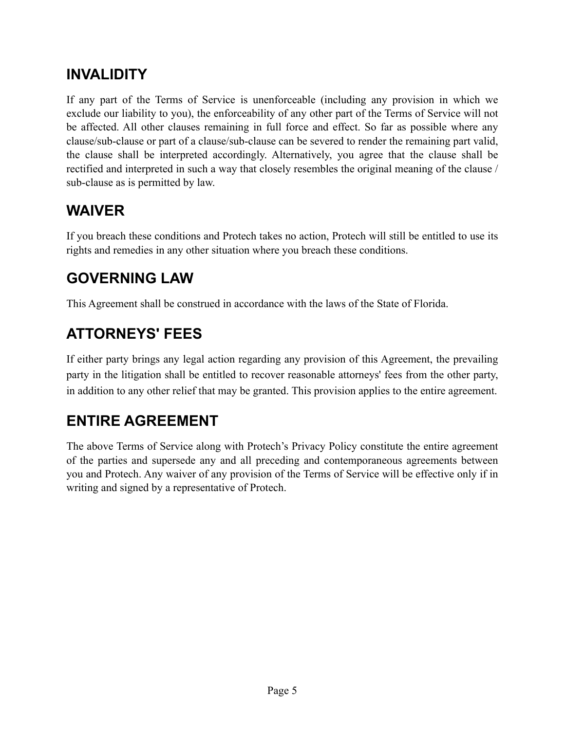## INVALIDITY

If any part of the Terms of Service is unenforceable (including any provision in which we exclude our liability to you), the enforceability of any other part of the Terms of Service will not be affected. All other clauses remaining in full force and effect. So far as possible where any clause/sub-clause or part of a clause/sub-clause can be severed to render the remaining part valid, the clause shall be interpreted accordingly. Alternatively, you agree that the clause shall be rectified and interpreted in such a way that closely resembles the original meaning of the clause / sub-clause as is permitted by law.

## WAIVER

If you breach these conditions and Protech takes no action, Protech will still be entitled to use its rights and remedies in any other situation where you breach these conditions.

## GOVERNING LAW

This Agreement shall be construed in accordance with the laws of the State of Florida.

## ATTORNEYS' FEES

If either party brings any legal action regarding any provision of this Agreement, the prevailing party in the litigation shall be entitled to recover reasonable attorneys' fees from the other party, in addition to any other relief that may be granted. This provision applies to the entire agreement.

## ENTIRE AGREEMENT

The above Terms of Service along with Protech's Privacy Policy constitute the entire agreement of the parties and supersede any and all preceding and contemporaneous agreements between you and Protech. Any waiver of any provision of the Terms of Service will be effective only if in writing and signed by a representative of Protech.